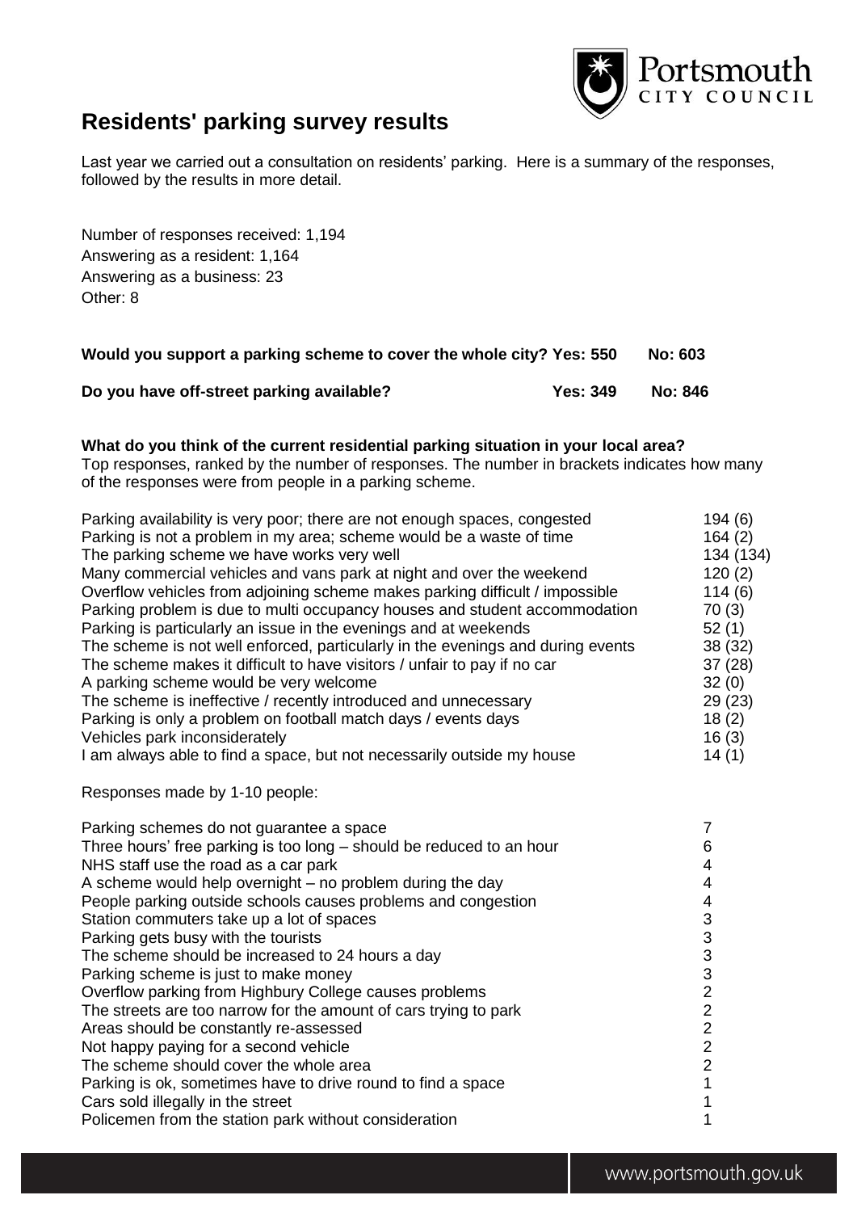# Residents' parking survey results

Last year we carried out a consultation on residents' parking. Here is a summary of the responses, followed by the results in more detail.

Number of responses received: 1,194
Answering as a resident: 1,164
Answering as a business: 23
Other: 8

**Would you support a parking scheme to cover the whole city? Yes: 550 No: 603**

**Do you have off-street parking available? Yes: 349 No: 846**

**What do you think of the current residential parking situation in your local area?**
Top responses, ranked by the number of responses. The number in brackets indicates how many of the responses were from people in a parking scheme.

| Response | Number |
|---|---|
| Parking availability is very poor; there are not enough spaces, congested | 194 (6) |
| Parking is not a problem in my area; scheme would be a waste of time | 164 (2) |
| The parking scheme we have works very well | 134 (134) |
| Many commercial vehicles and vans park at night and over the weekend | 120 (2) |
| Overflow vehicles from adjoining scheme makes parking difficult / impossible | 114 (6) |
| Parking problem is due to multi occupancy houses and student accommodation | 70 (3) |
| Parking is particularly an issue in the evenings and at weekends | 52 (1) |
| The scheme is not well enforced, particularly in the evenings and during events | 38 (32) |
| The scheme makes it difficult to have visitors / unfair to pay if no car | 37 (28) |
| A parking scheme would be very welcome | 32 (0) |
| The scheme is ineffective / recently introduced and unnecessary | 29 (23) |
| Parking is only a problem on football match days / events days | 18 (2) |
| Vehicles park inconsiderately | 16 (3) |
| I am always able to find a space, but not necessarily outside my house | 14 (1) |

Responses made by 1-10 people:

| Response | Number |
|---|---|
| Parking schemes do not guarantee a space | 7 |
| Three hours' free parking is too long – should be reduced to an hour | 6 |
| NHS staff use the road as a car park | 4 |
| A scheme would help overnight – no problem during the day | 4 |
| People parking outside schools causes problems and congestion | 4 |
| Station commuters take up a lot of spaces | 3 |
| Parking gets busy with the tourists | 3 |
| The scheme should be increased to 24 hours a day | 3 |
| Parking scheme is just to make money | 3 |
| Overflow parking from Highbury College causes problems | 2 |
| The streets are too narrow for the amount of cars trying to park | 2 |
| Areas should be constantly re-assessed | 2 |
| Not happy paying for a second vehicle | 2 |
| The scheme should cover the whole area | 2 |
| Parking is ok, sometimes have to drive round to find a space | 1 |
| Cars sold illegally in the street | 1 |
| Policemen from the station park without consideration | 1 |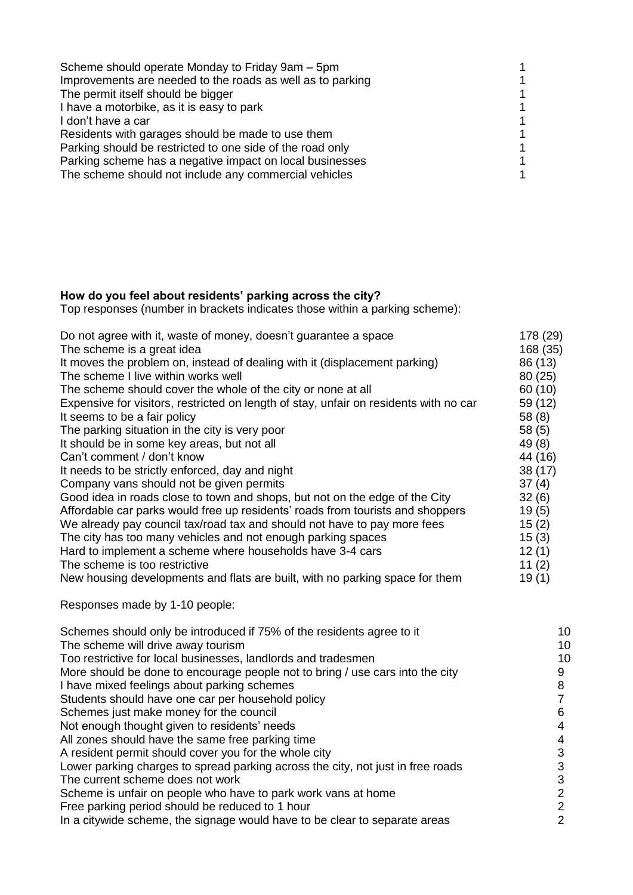| | |
|---|---|
| Scheme should operate Monday to Friday 9am – 5pm | 1 |
| Improvements are needed to the roads as well as to parking | 1 |
| The permit itself should be bigger | 1 |
| I have a motorbike, as it is easy to park | 1 |
| I don't have a car | 1 |
| Residents with garages should be made to use them | 1 |
| Parking should be restricted to one side of the road only | 1 |
| Parking scheme has a negative impact on local businesses | 1 |
| The scheme should not include any commercial vehicles | 1 |

**How do you feel about residents' parking across the city?**

Top responses (number in brackets indicates those within a parking scheme):

| | |
|---|---|
| Do not agree with it, waste of money, doesn't guarantee a space | 178 (29) |
| The scheme is a great idea | 168 (35) |
| It moves the problem on, instead of dealing with it (displacement parking) | 86 (13) |
| The scheme I live within works well | 80 (25) |
| The scheme should cover the whole of the city or none at all | 60 (10) |
| Expensive for visitors, restricted on length of stay, unfair on residents with no car | 59 (12) |
| It seems to be a fair policy | 58 (8) |
| The parking situation in the city is very poor | 58 (5) |
| It should be in some key areas, but not all | 49 (8) |
| Can't comment / don't know | 44 (16) |
| It needs to be strictly enforced, day and night | 38 (17) |
| Company vans should not be given permits | 37 (4) |
| Good idea in roads close to town and shops, but not on the edge of the City | 32 (6) |
| Affordable car parks would free up residents' roads from tourists and shoppers | 19 (5) |
| We already pay council tax/road tax and should not have to pay more fees | 15 (2) |
| The city has too many vehicles and not enough parking spaces | 15 (3) |
| Hard to implement a scheme where households have 3-4 cars | 12 (1) |
| The scheme is too restrictive | 11 (2) |
| New housing developments and flats are built, with no parking space for them | 19 (1) |

Responses made by 1-10 people:

| | |
|---|---|
| Schemes should only be introduced if 75% of the residents agree to it | 10 |
| The scheme will drive away tourism | 10 |
| Too restrictive for local businesses, landlords and tradesmen | 10 |
| More should be done to encourage people not to bring / use cars into the city | 9 |
| I have mixed feelings about parking schemes | 8 |
| Students should have one car per household policy | 7 |
| Schemes just make money for the council | 6 |
| Not enough thought given to residents' needs | 4 |
| All zones should have the same free parking time | 4 |
| A resident permit should cover you for the whole city | 3 |
| Lower parking charges to spread parking across the city, not just in free roads | 3 |
| The current scheme does not work | 3 |
| Scheme is unfair on people who have to park work vans at home | 2 |
| Free parking period should be reduced to 1 hour | 2 |
| In a citywide scheme, the signage would have to be clear to separate areas | 2 |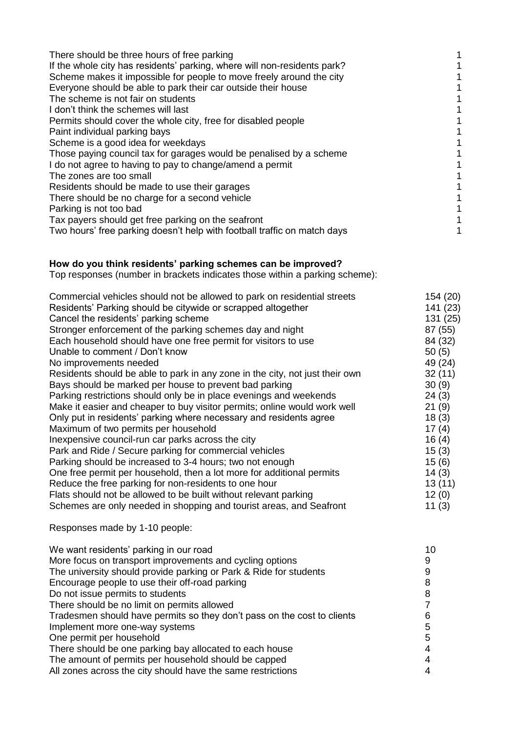| | |
|---|---|
| There should be three hours of free parking | 1 |
| If the whole city has residents' parking, where will non-residents park? | 1 |
| Scheme makes it impossible for people to move freely around the city | 1 |
| Everyone should be able to park their car outside their house | 1 |
| The scheme is not fair on students | 1 |
| I don't think the schemes will last | 1 |
| Permits should cover the whole city, free for disabled people | 1 |
| Paint individual parking bays | 1 |
| Scheme is a good idea for weekdays | 1 |
| Those paying council tax for garages would be penalised by a scheme | 1 |
| I do not agree to having to pay to change/amend a permit | 1 |
| The zones are too small | 1 |
| Residents should be made to use their garages | 1 |
| There should be no charge for a second vehicle | 1 |
| Parking is not too bad | 1 |
| Tax payers should get free parking on the seafront | 1 |
| Two hours' free parking doesn't help with football traffic on match days | 1 |

**How do you think residents' parking schemes can be improved?**

Top responses (number in brackets indicates those within a parking scheme):

| | |
|---|---|
| Commercial vehicles should not be allowed to park on residential streets | 154 (20) |
| Residents' Parking should be citywide or scrapped altogether | 141 (23) |
| Cancel the residents' parking scheme | 131 (25) |
| Stronger enforcement of the parking schemes day and night | 87 (55) |
| Each household should have one free permit for visitors to use | 84 (32) |
| Unable to comment / Don't know | 50 (5) |
| No improvements needed | 49 (24) |
| Residents should be able to park in any zone in the city, not just their own | 32 (11) |
| Bays should be marked per house to prevent bad parking | 30 (9) |
| Parking restrictions should only be in place evenings and weekends | 24 (3) |
| Make it easier and cheaper to buy visitor permits; online would work well | 21 (9) |
| Only put in residents' parking where necessary and residents agree | 18 (3) |
| Maximum of two permits per household | 17 (4) |
| Inexpensive council-run car parks across the city | 16 (4) |
| Park and Ride / Secure parking for commercial vehicles | 15 (3) |
| Parking should be increased to 3-4 hours; two not enough | 15 (6) |
| One free permit per household, then a lot more for additional permits | 14 (3) |
| Reduce the free parking for non-residents to one hour | 13 (11) |
| Flats should not be allowed to be built without relevant parking | 12 (0) |
| Schemes are only needed in shopping and tourist areas, and Seafront | 11 (3) |

Responses made by 1-10 people:

| | |
|---|---|
| We want residents' parking in our road | 10 |
| More focus on transport improvements and cycling options | 9 |
| The university should provide parking or Park & Ride for students | 9 |
| Encourage people to use their off-road parking | 8 |
| Do not issue permits to students | 8 |
| There should be no limit on permits allowed | 7 |
| Tradesmen should have permits so they don't pass on the cost to clients | 6 |
| Implement more one-way systems | 5 |
| One permit per household | 5 |
| There should be one parking bay allocated to each house | 4 |
| The amount of permits per household should be capped | 4 |
| All zones across the city should have the same restrictions | 4 |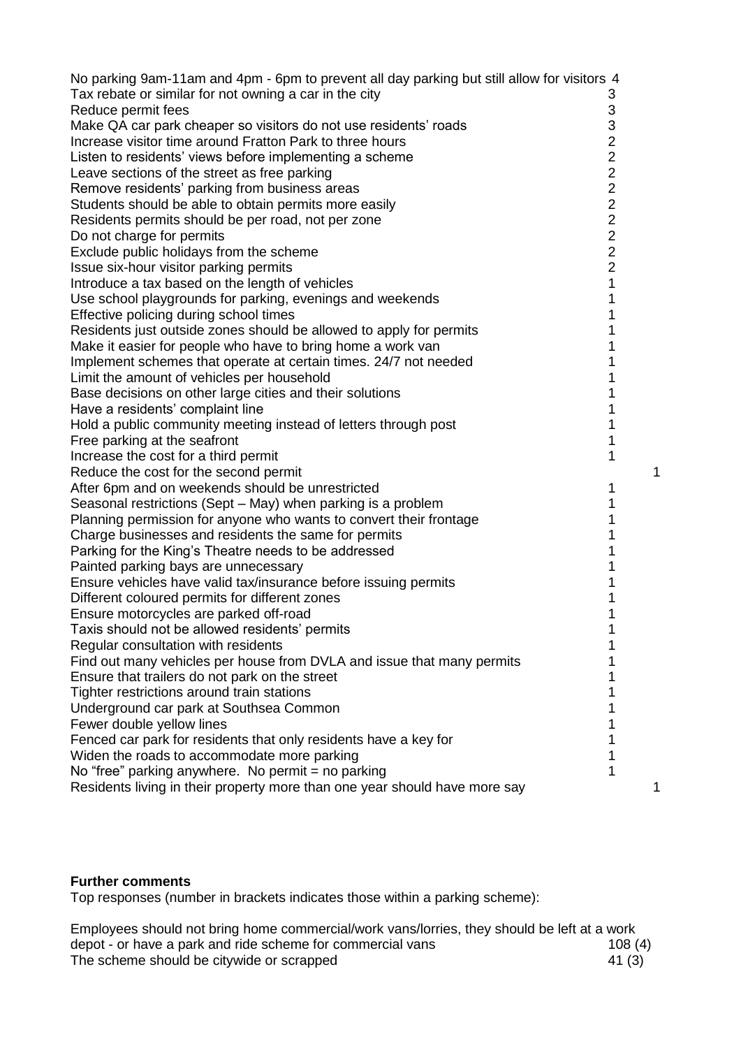| | |
|---|---|
| No parking 9am-11am and 4pm - 6pm to prevent all day parking but still allow for visitors | 4 |
| Tax rebate or similar for not owning a car in the city | 3 |
| Reduce permit fees | 3 |
| Make QA car park cheaper so visitors do not use residents' roads | 3 |
| Increase visitor time around Fratton Park to three hours | 2 |
| Listen to residents' views before implementing a scheme | 2 |
| Leave sections of the street as free parking | 2 |
| Remove residents' parking from business areas | 2 |
| Students should be able to obtain permits more easily | 2 |
| Residents permits should be per road, not per zone | 2 |
| Do not charge for permits | 2 |
| Exclude public holidays from the scheme | 2 |
| Issue six-hour visitor parking permits | 2 |
| Introduce a tax based on the length of vehicles | 1 |
| Use school playgrounds for parking, evenings and weekends | 1 |
| Effective policing during school times | 1 |
| Residents just outside zones should be allowed to apply for permits | 1 |
| Make it easier for people who have to bring home a work van | 1 |
| Implement schemes that operate at certain times. 24/7 not needed | 1 |
| Limit the amount of vehicles per household | 1 |
| Base decisions on other large cities and their solutions | 1 |
| Have a residents' complaint line | 1 |
| Hold a public community meeting instead of letters through post | 1 |
| Free parking at the seafront | 1 |
| Increase the cost for a third permit | 1 |
| Reduce the cost for the second permit | 1 |
| After 6pm and on weekends should be unrestricted | 1 |
| Seasonal restrictions (Sept – May) when parking is a problem | 1 |
| Planning permission for anyone who wants to convert their frontage | 1 |
| Charge businesses and residents the same for permits | 1 |
| Parking for the King's Theatre needs to be addressed | 1 |
| Painted parking bays are unnecessary | 1 |
| Ensure vehicles have valid tax/insurance before issuing permits | 1 |
| Different coloured permits for different zones | 1 |
| Ensure motorcycles are parked off-road | 1 |
| Taxis should not be allowed residents' permits | 1 |
| Regular consultation with residents | 1 |
| Find out many vehicles per house from DVLA and issue that many permits | 1 |
| Ensure that trailers do not park on the street | 1 |
| Tighter restrictions around train stations | 1 |
| Underground car park at Southsea Common | 1 |
| Fewer double yellow lines | 1 |
| Fenced car park for residents that only residents have a key for | 1 |
| Widen the roads to accommodate more parking | 1 |
| No "free" parking anywhere. No permit = no parking | 1 |
| Residents living in their property more than one year should have more say | 1 |

**Further comments**

Top responses (number in brackets indicates those within a parking scheme):

| | |
|---|---|
| Employees should not bring home commercial/work vans/lorries, they should be left at a work depot - or have a park and ride scheme for commercial vans | 108 (4) |
| The scheme should be citywide or scrapped | 41 (3) |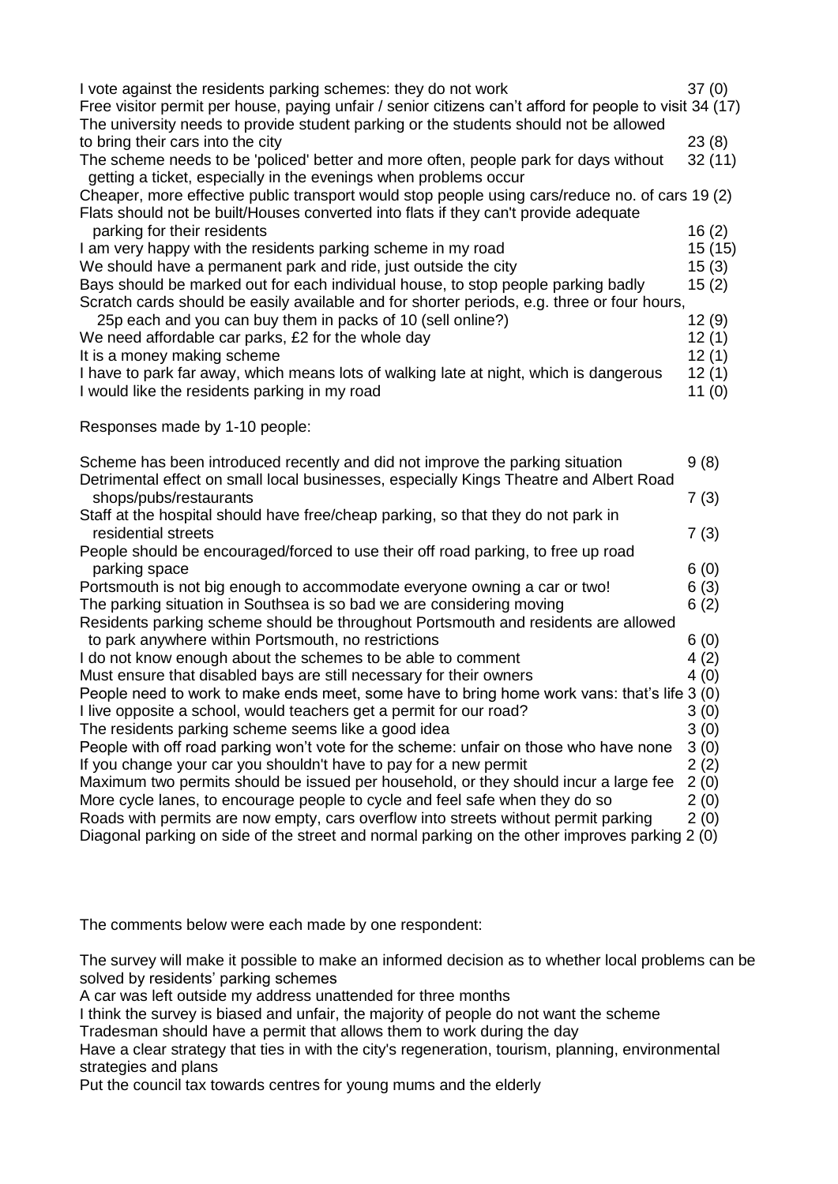| | |
|---|---|
| I vote against the residents parking schemes: they do not work | 37 (0) |
| Free visitor permit per house, paying unfair / senior citizens can't afford for people to visit | 34 (17) |
| The university needs to provide student parking or the students should not be allowed to bring their cars into the city | 23 (8) |
| The scheme needs to be 'policed' better and more often, people park for days without getting a ticket, especially in the evenings when problems occur | 32 (11) |
| Cheaper, more effective public transport would stop people using cars/reduce no. of cars | 19 (2) |
| Flats should not be built/Houses converted into flats if they can't provide adequate parking for their residents | 16 (2) |
| I am very happy with the residents parking scheme in my road | 15 (15) |
| We should have a permanent park and ride, just outside the city | 15 (3) |
| Bays should be marked out for each individual house, to stop people parking badly | 15 (2) |
| Scratch cards should be easily available and for shorter periods, e.g. three or four hours, 25p each and you can buy them in packs of 10 (sell online?) | 12 (9) |
| We need affordable car parks, £2 for the whole day | 12 (1) |
| It is a money making scheme | 12 (1) |
| I have to park far away, which means lots of walking late at night, which is dangerous | 12 (1) |
| I would like the residents parking in my road | 11 (0) |

Responses made by 1-10 people:

| | |
|---|---|
| Scheme has been introduced recently and did not improve the parking situation | 9 (8) |
| Detrimental effect on small local businesses, especially Kings Theatre and Albert Road shops/pubs/restaurants | 7 (3) |
| Staff at the hospital should have free/cheap parking, so that they do not park in residential streets | 7 (3) |
| People should be encouraged/forced to use their off road parking, to free up road parking space | 6 (0) |
| Portsmouth is not big enough to accommodate everyone owning a car or two! | 6 (3) |
| The parking situation in Southsea is so bad we are considering moving | 6 (2) |
| Residents parking scheme should be throughout Portsmouth and residents are allowed to park anywhere within Portsmouth, no restrictions | 6 (0) |
| I do not know enough about the schemes to be able to comment | 4 (2) |
| Must ensure that disabled bays are still necessary for their owners | 4 (0) |
| People need to work to make ends meet, some have to bring home work vans: that's life | 3 (0) |
| I live opposite a school, would teachers get a permit for our road? | 3 (0) |
| The residents parking scheme seems like a good idea | 3 (0) |
| People with off road parking won't vote for the scheme: unfair on those who have none | 3 (0) |
| If you change your car you shouldn't have to pay for a new permit | 2 (2) |
| Maximum two permits should be issued per household, or they should incur a large fee | 2 (0) |
| More cycle lanes, to encourage people to cycle and feel safe when they do so | 2 (0) |
| Roads with permits are now empty, cars overflow into streets without permit parking | 2 (0) |
| Diagonal parking on side of the street and normal parking on the other improves parking | 2 (0) |

The comments below were each made by one respondent:

The survey will make it possible to make an informed decision as to whether local problems can be solved by residents' parking schemes

A car was left outside my address unattended for three months

I think the survey is biased and unfair, the majority of people do not want the scheme

Tradesman should have a permit that allows them to work during the day

Have a clear strategy that ties in with the city's regeneration, tourism, planning, environmental strategies and plans

Put the council tax towards centres for young mums and the elderly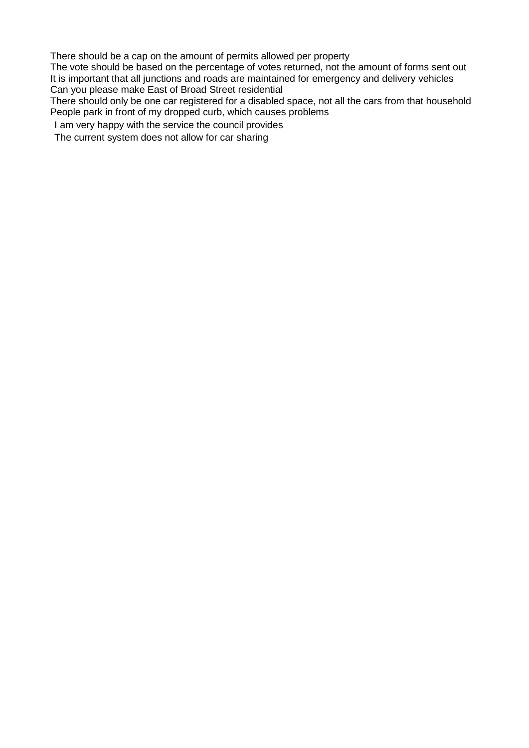There should be a cap on the amount of permits allowed per property
The vote should be based on the percentage of votes returned, not the amount of forms sent out
It is important that all junctions and roads are maintained for emergency and delivery vehicles
Can you please make East of Broad Street residential
There should only be one car registered for a disabled space, not all the cars from that household
People park in front of my dropped curb, which causes problems
I am very happy with the service the council provides
The current system does not allow for car sharing